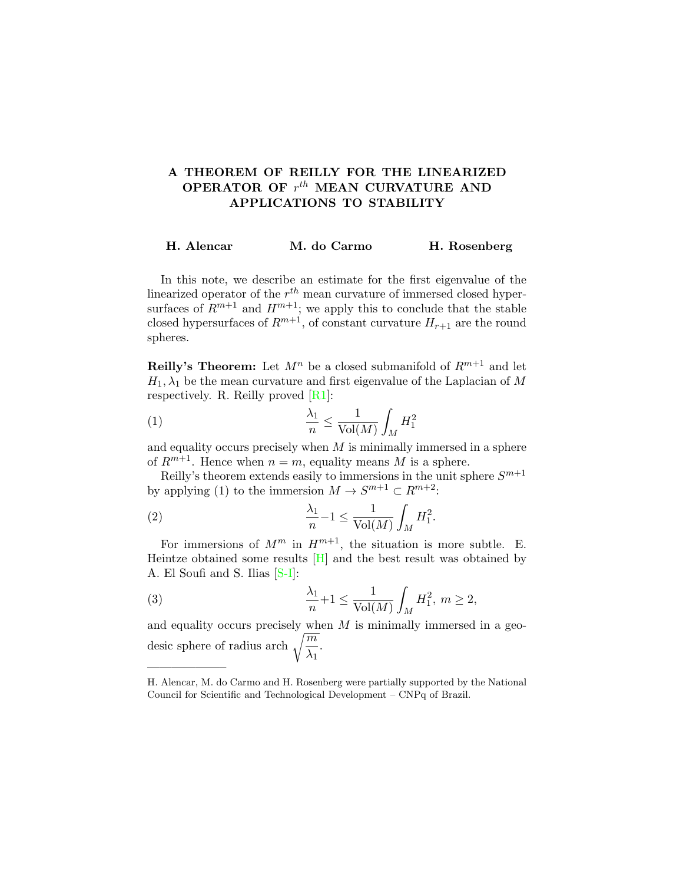# A THEOREM OF REILLY FOR THE LINEARIZED OPERATOR OF $r^{th}$ MEAN CURVATURE AND APPLICATIONS TO STABILITY

**H. Alencar** **M. do Carmo** **H. Rosenberg**

In this note, we describe an estimate for the first eigenvalue of the linearized operator of the $r^{th}$ mean curvature of immersed closed hypersurfaces of $R^{m+1}$ and $H^{m+1}$; we apply this to conclude that the stable closed hypersurfaces of $R^{m+1}$, of constant curvature $H_{r+1}$ are the round spheres.

**Reilly's Theorem:** Let $M^n$ be a closed submanifold of $R^{m+1}$ and let $H_1, \lambda_1$ be the mean curvature and first eigenvalue of the Laplacian of $M$ respectively. R. Reilly proved [R1]:

$$\frac{\lambda_1}{n} \leq \frac{1}{\mathrm{Vol}(M)} \int_M H_1^2 \tag{1}$$

and equality occurs precisely when $M$ is minimally immersed in a sphere of $R^{m+1}$. Hence when $n = m$, equality means $M$ is a sphere.

Reilly's theorem extends easily to immersions in the unit sphere $S^{m+1}$ by applying (1) to the immersion $M \to S^{m+1} \subset R^{m+2}$:

$$\frac{\lambda_1}{n} - 1 \leq \frac{1}{\mathrm{Vol}(M)} \int_M H_1^2. \tag{2}$$

For immersions of $M^m$ in $H^{m+1}$, the situation is more subtle. E. Heintze obtained some results [H] and the best result was obtained by A. El Soufi and S. Ilias [S-I]:

$$\frac{\lambda_1}{n} + 1 \leq \frac{1}{\mathrm{Vol}(M)} \int_M H_1^2, \; m \geq 2, \tag{3}$$

and equality occurs precisely when $M$ is minimally immersed in a geodesic sphere of radius arch $\sqrt{\dfrac{m}{\lambda_1}}$.

---

H. Alencar, M. do Carmo and H. Rosenberg were partially supported by the National Council for Scientific and Technological Development – CNPq of Brazil.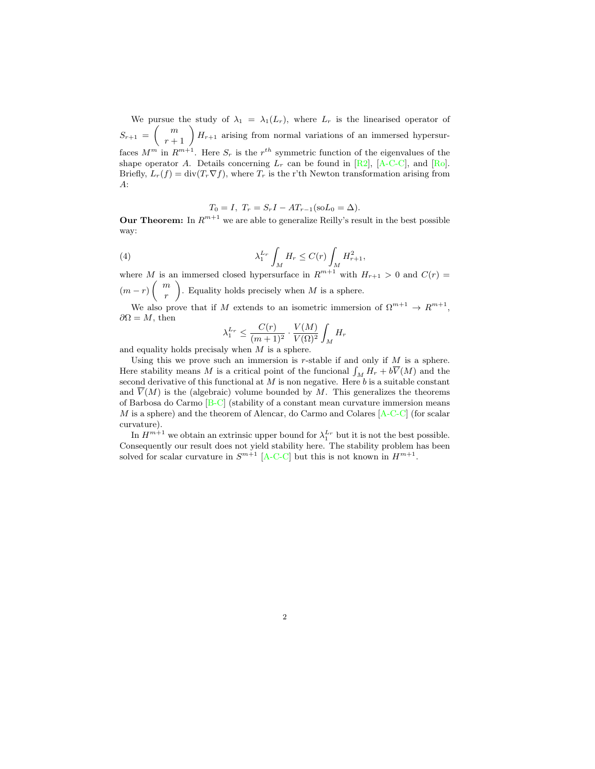We pursue the study of $\lambda_1 = \lambda_1(L_r)$, where $L_r$ is the linearised operator of $S_{r+1} = \begin{pmatrix} m \\ r+1 \end{pmatrix} H_{r+1}$ arising from normal variations of an immersed hypersurfaces $M^m$ in $R^{m+1}$. Here $S_r$ is the $r^{th}$ symmetric function of the eigenvalues of the shape operator $A$. Details concerning $L_r$ can be found in [R2], [A-C-C], and [Ro]. Briefly, $L_r(f) = \operatorname{div}(T_r \nabla f)$, where $T_r$ is the r'th Newton transformation arising from $A$:

$$T_0 = I, \ T_r = S_r I - AT_{r-1} (\text{so} L_0 = \Delta).$$

**Our Theorem:** In $R^{m+1}$ we are able to generalize Reilly's result in the best possible way:

$$\lambda_1^{L_r} \int_M H_r \leq C(r) \int_M H_{r+1}^2, \tag{4}$$

where $M$ is an immersed closed hypersurface in $R^{m+1}$ with $H_{r+1} > 0$ and $C(r) = (m-r) \begin{pmatrix} m \\ r \end{pmatrix}$. Equality holds precisely when $M$ is a sphere.

We also prove that if $M$ extends to an isometric immersion of $\Omega^{m+1} \to R^{m+1}$, $\partial\Omega = M$, then

$$\lambda_1^{L_r} \leq \frac{C(r)}{(m+1)^2} \cdot \frac{V(M)}{V(\Omega)^2} \int_M H_r$$

and equality holds precisaly when $M$ is a sphere.

Using this we prove such an immersion is $r$-stable if and only if $M$ is a sphere. Here stability means $M$ is a critical point of the funcional $\int_M H_r + b\overline{V}(M)$ and the second derivative of this functional at $M$ is non negative. Here $b$ is a suitable constant and $\overline{V}(M)$ is the (algebraic) volume bounded by $M$. This generalizes the theorems of Barbosa do Carmo [B-C] (stability of a constant mean curvature immersion means $M$ is a sphere) and the theorem of Alencar, do Carmo and Colares [A-C-C] (for scalar curvature).

In $H^{m+1}$ we obtain an extrinsic upper bound for $\lambda_1^{L_r}$ but it is not the best possible. Consequently our result does not yield stability here. The stability problem has been solved for scalar curvature in $S^{m+1}$ [A-C-C] but this is not known in $H^{m+1}$.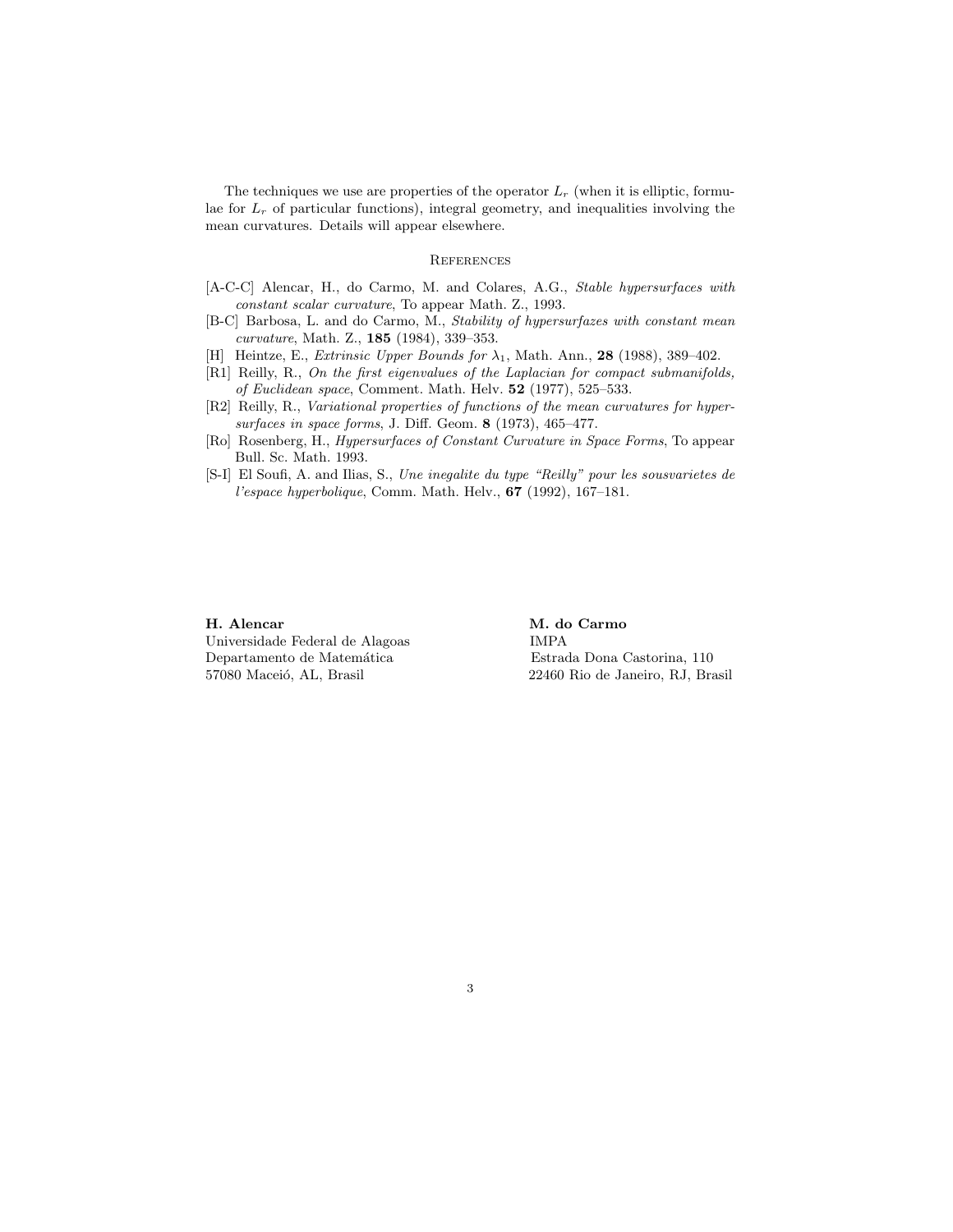The techniques we use are properties of the operator $L_r$ (when it is elliptic, formulae for $L_r$ of particular functions), integral geometry, and inequalities involving the mean curvatures. Details will appear elsewhere.

## References

[A-C-C] Alencar, H., do Carmo, M. and Colares, A.G., *Stable hypersurfaces with constant scalar curvature*, To appear Math. Z., 1993.

[B-C] Barbosa, L. and do Carmo, M., *Stability of hypersurfazes with constant mean curvature*, Math. Z., **185** (1984), 339–353.

[H] Heintze, E., *Extrinsic Upper Bounds for $\lambda_1$*, Math. Ann., **28** (1988), 389–402.

[R1] Reilly, R., *On the first eigenvalues of the Laplacian for compact submanifolds, of Euclidean space*, Comment. Math. Helv. **52** (1977), 525–533.

[R2] Reilly, R., *Variational properties of functions of the mean curvatures for hypersurfaces in space forms*, J. Diff. Geom. **8** (1973), 465–477.

[Ro] Rosenberg, H., *Hypersurfaces of Constant Curvature in Space Forms*, To appear Bull. Sc. Math. 1993.

[S-I] El Soufi, A. and Ilias, S., *Une inegalite du type "Reilly" pour les sousvarietes de l'espace hyperbolique*, Comm. Math. Helv., **67** (1992), 167–181.

**H. Alencar**
Universidade Federal de Alagoas
Departamento de Matemática
57080 Maceió, AL, Brasil

**M. do Carmo**
IMPA
Estrada Dona Castorina, 110
22460 Rio de Janeiro, RJ, Brasil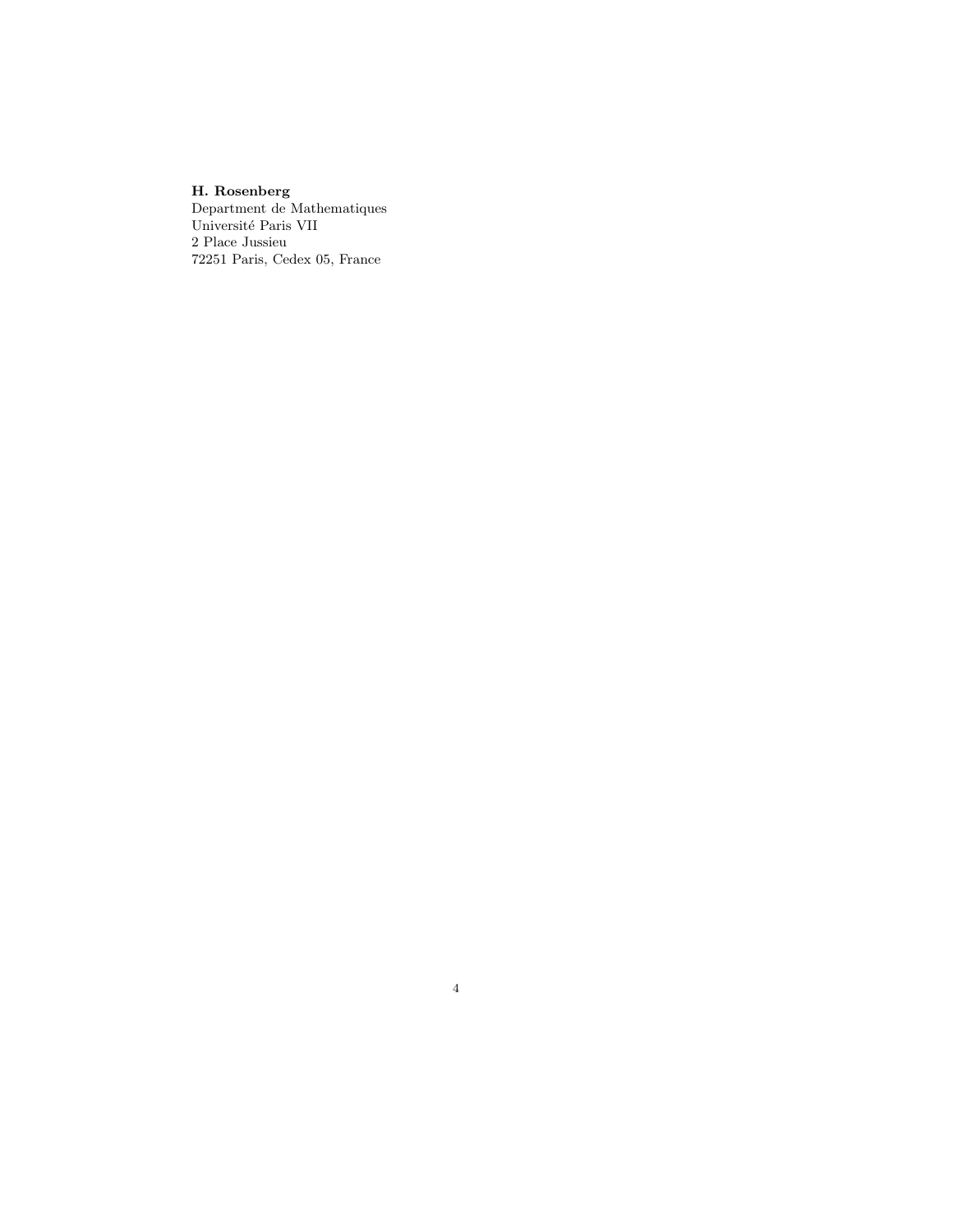**H. Rosenberg**
Department de Mathematiques
Université Paris VII
2 Place Jussieu
72251 Paris, Cedex 05, France